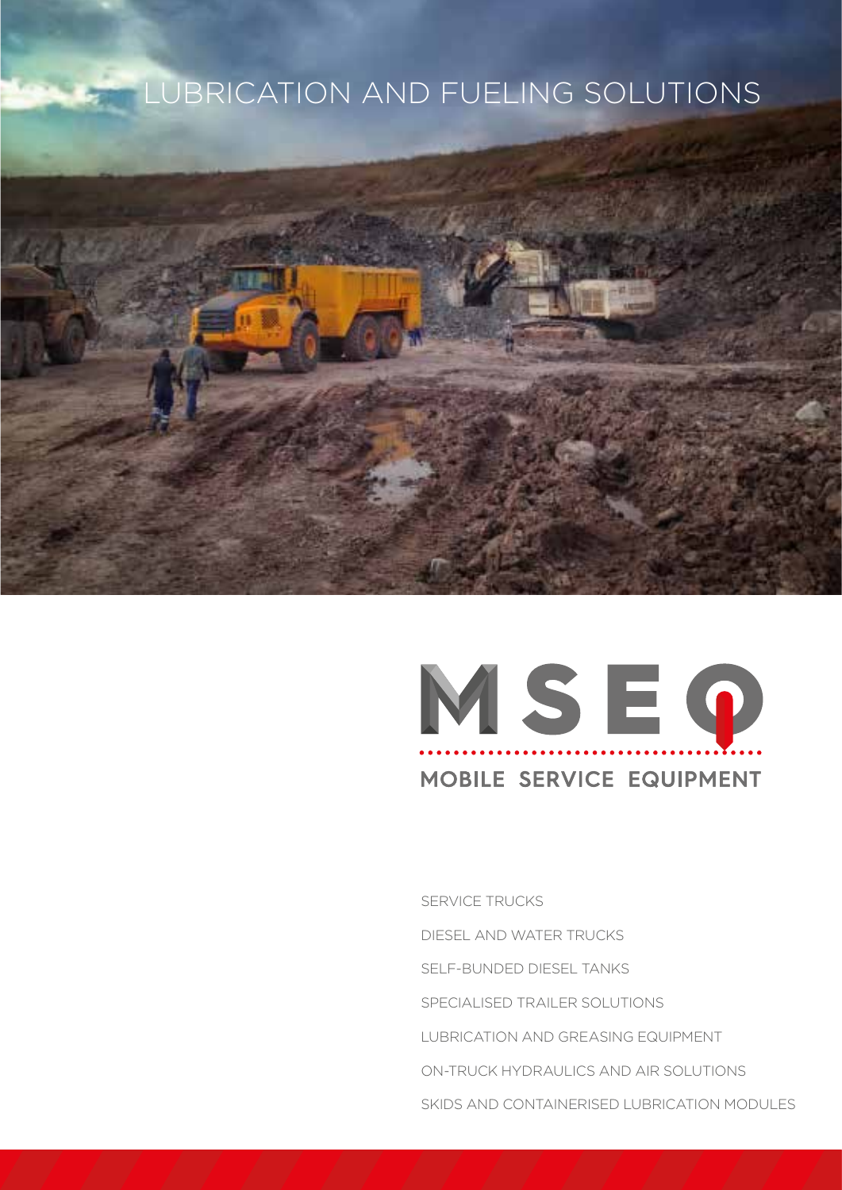# LUBRICATION AND FUELING SOLUTIONS

MSEQ

MOBILE SERVICE EQUIPMENT

- SERVICE TRUCKS
- DIESEL AND WATER TRUCKS
- SELF-BUNDED DIESEL TANKS
- SPECIALISED TRAILER SOLUTIONS
- LUBRICATION AND GREASING EQUIPMENT
- ON-TRUCK HYDRAULICS AND AIR SOLUTIONS
- SKIDS AND CONTAINERISED LUBRICATION MODULES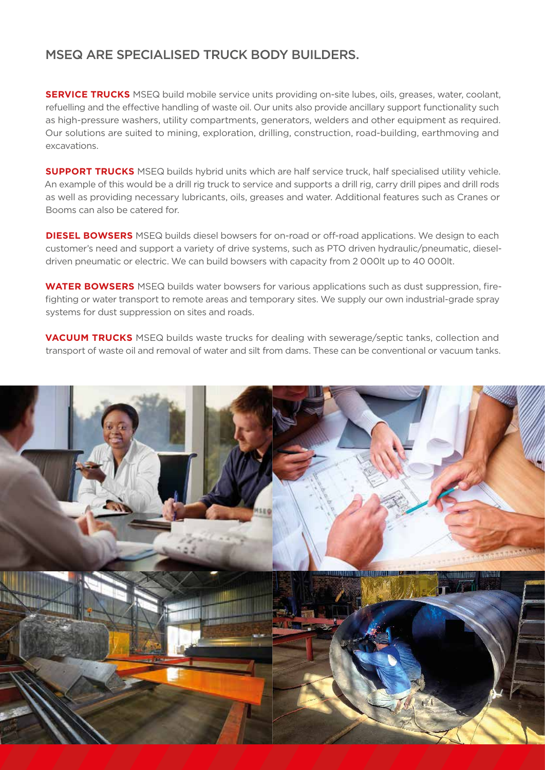## MSEQ ARE SPECIALISED TRUCK BODY BUILDERS.

**SERVICE TRUCKS** MSEQ build mobile service units providing on-site lubes, oils, greases, water, coolant, refuelling and the effective handling of waste oil. Our units also provide ancillary support functionality such as high-pressure washers, utility compartments, generators, welders and other equipment as required. Our solutions are suited to mining, exploration, drilling, construction, road-building, earthmoving and excavations.

**SUPPORT TRUCKS** MSEQ builds hybrid units which are half service truck, half specialised utility vehicle. An example of this would be a drill rig truck to service and supports a drill rig, carry drill pipes and drill rods as well as providing necessary lubricants, oils, greases and water. Additional features such as Cranes or Booms can also be catered for.

**DIESEL BOWSERS** MSEQ builds diesel bowsers for on-road or off-road applications. We design to each customer's need and support a variety of drive systems, such as PTO driven hydraulic/pneumatic, diesel-driven pneumatic or electric. We can build bowsers with capacity from 2 000lt up to 40 000lt.

**WATER BOWSERS** MSEQ builds water bowsers for various applications such as dust suppression, fire-fighting or water transport to remote areas and temporary sites. We supply our own industrial-grade spray systems for dust suppression on sites and roads.

**VACUUM TRUCKS** MSEQ builds waste trucks for dealing with sewerage/septic tanks, collection and transport of waste oil and removal of water and silt from dams. These can be conventional or vacuum tanks.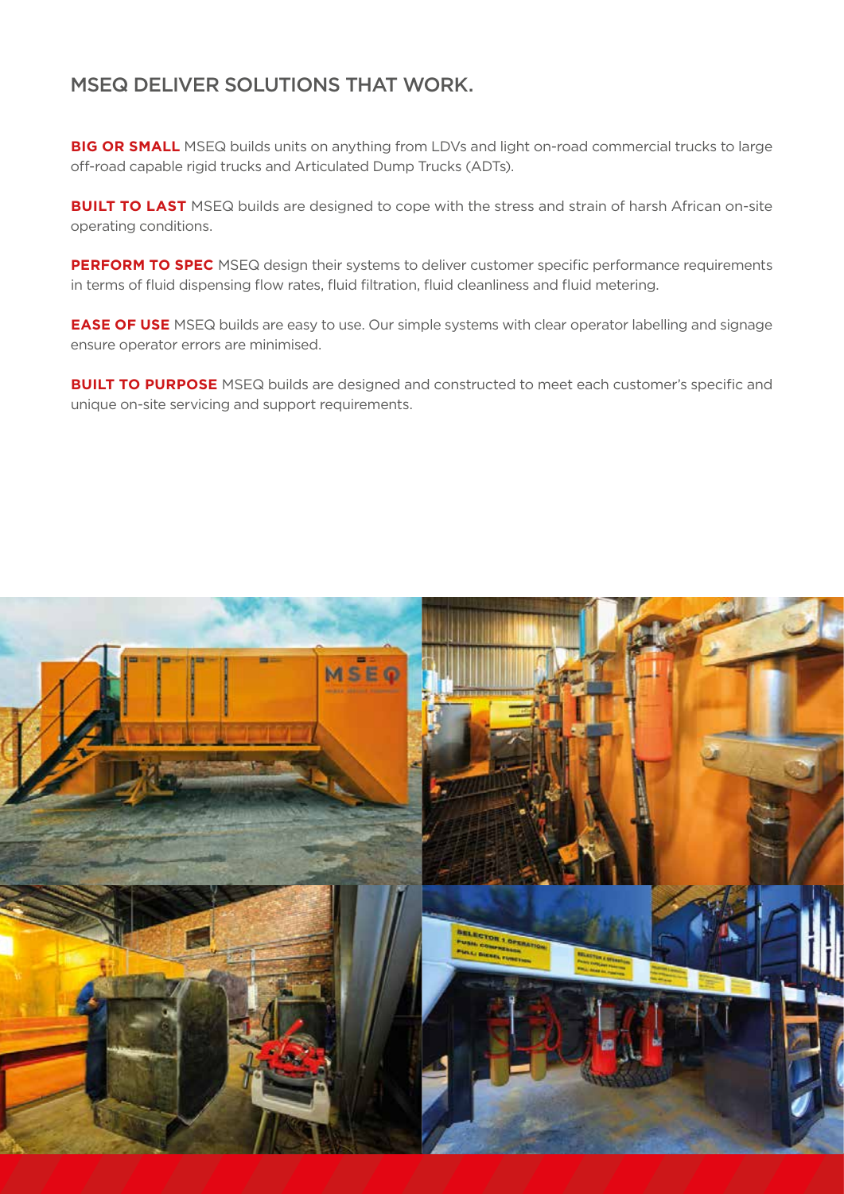## MSEQ DELIVER SOLUTIONS THAT WORK.

**BIG OR SMALL** MSEQ builds units on anything from LDVs and light on-road commercial trucks to large off-road capable rigid trucks and Articulated Dump Trucks (ADTs).

**BUILT TO LAST** MSEQ builds are designed to cope with the stress and strain of harsh African on-site operating conditions.

**PERFORM TO SPEC** MSEQ design their systems to deliver customer specific performance requirements in terms of fluid dispensing flow rates, fluid filtration, fluid cleanliness and fluid metering.

**EASE OF USE** MSEQ builds are easy to use. Our simple systems with clear operator labelling and signage ensure operator errors are minimised.

**BUILT TO PURPOSE** MSEQ builds are designed and constructed to meet each customer's specific and unique on-site servicing and support requirements.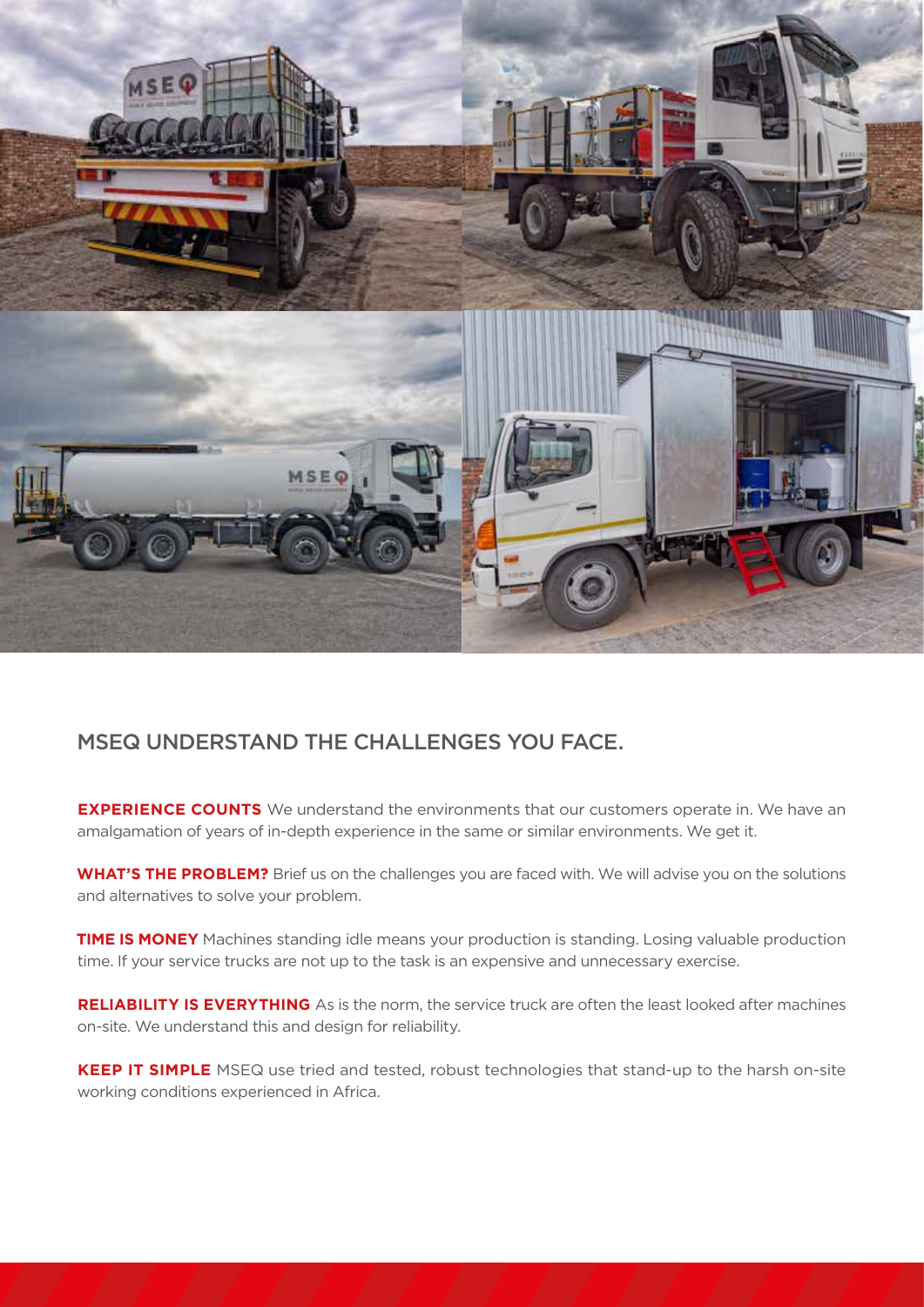## MSEQ UNDERSTAND THE CHALLENGES YOU FACE.

**EXPERIENCE COUNTS** We understand the environments that our customers operate in. We have an amalgamation of years of in-depth experience in the same or similar environments. We get it.

**WHAT'S THE PROBLEM?** Brief us on the challenges you are faced with. We will advise you on the solutions and alternatives to solve your problem.

**TIME IS MONEY** Machines standing idle means your production is standing. Losing valuable production time. If your service trucks are not up to the task is an expensive and unnecessary exercise.

**RELIABILITY IS EVERYTHING** As is the norm, the service truck are often the least looked after machines on-site. We understand this and design for reliability.

**KEEP IT SIMPLE** MSEQ use tried and tested, robust technologies that stand-up to the harsh on-site working conditions experienced in Africa.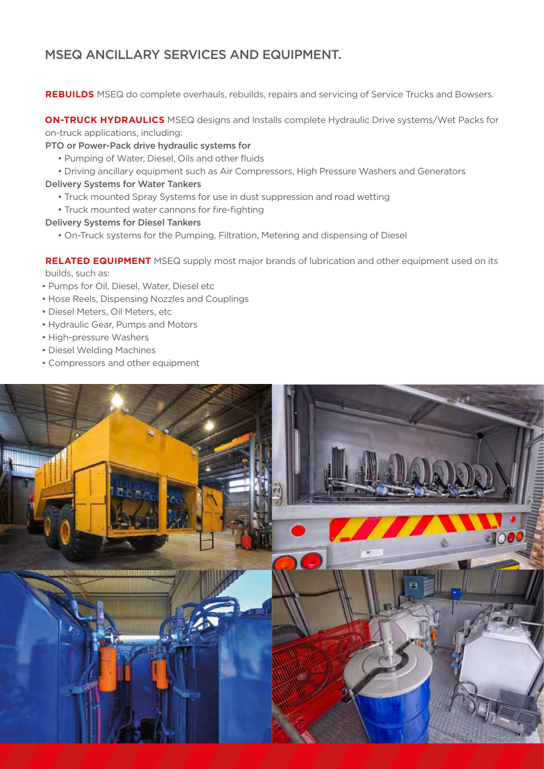# MSEQ ANCILLARY SERVICES AND EQUIPMENT.

**REBUILDS** MSEQ do complete overhauls, rebuilds, repairs and servicing of Service Trucks and Bowsers.

**ON-TRUCK HYDRAULICS** MSEQ designs and Installs complete Hydraulic Drive systems/Wet Packs for on-truck applications, including:

PTO or Power-Pack drive hydraulic systems for

- Pumping of Water, Diesel, Oils and other fluids
- Driving ancillary equipment such as Air Compressors, High Pressure Washers and Generators

Delivery Systems for Water Tankers

- Truck mounted Spray Systems for use in dust suppression and road wetting
- Truck mounted water cannons for fire-fighting

Delivery Systems for Diesel Tankers

- On-Truck systems for the Pumping, Filtration, Metering and dispensing of Diesel

**RELATED EQUIPMENT** MSEQ supply most major brands of lubrication and other equipment used on its builds, such as:

- Pumps for Oil, Diesel, Water, Diesel etc
- Hose Reels, Dispensing Nozzles and Couplings
- Diesel Meters, Oil Meters, etc
- Hydraulic Gear, Pumps and Motors
- High-pressure Washers
- Diesel Welding Machines
- Compressors and other equipment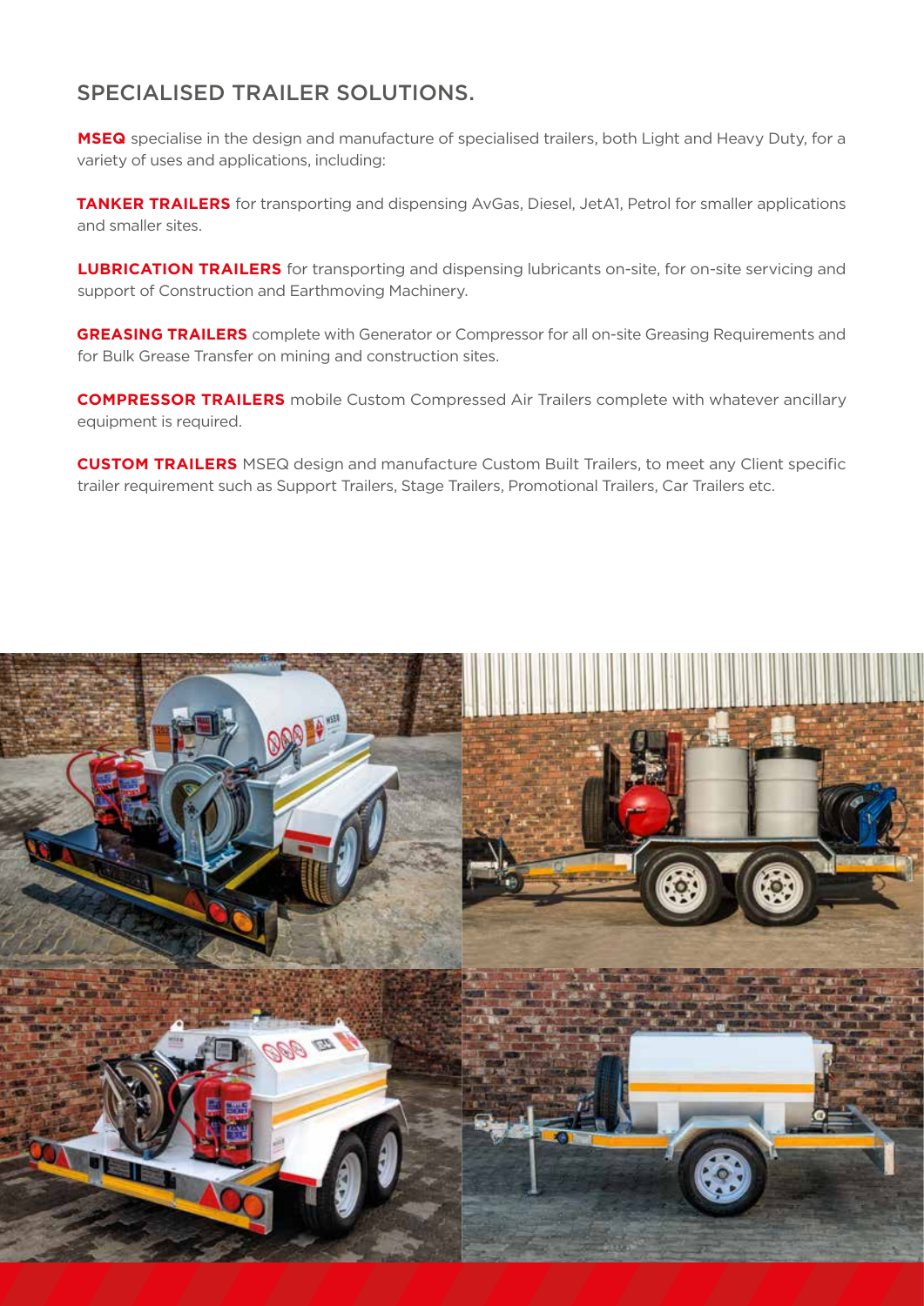## SPECIALISED TRAILER SOLUTIONS.

**MSEQ** specialise in the design and manufacture of specialised trailers, both Light and Heavy Duty, for a variety of uses and applications, including:

**TANKER TRAILERS** for transporting and dispensing AvGas, Diesel, JetA1, Petrol for smaller applications and smaller sites.

**LUBRICATION TRAILERS** for transporting and dispensing lubricants on-site, for on-site servicing and support of Construction and Earthmoving Machinery.

**GREASING TRAILERS** complete with Generator or Compressor for all on-site Greasing Requirements and for Bulk Grease Transfer on mining and construction sites.

**COMPRESSOR TRAILERS** mobile Custom Compressed Air Trailers complete with whatever ancillary equipment is required.

**CUSTOM TRAILERS** MSEQ design and manufacture Custom Built Trailers, to meet any Client specific trailer requirement such as Support Trailers, Stage Trailers, Promotional Trailers, Car Trailers etc.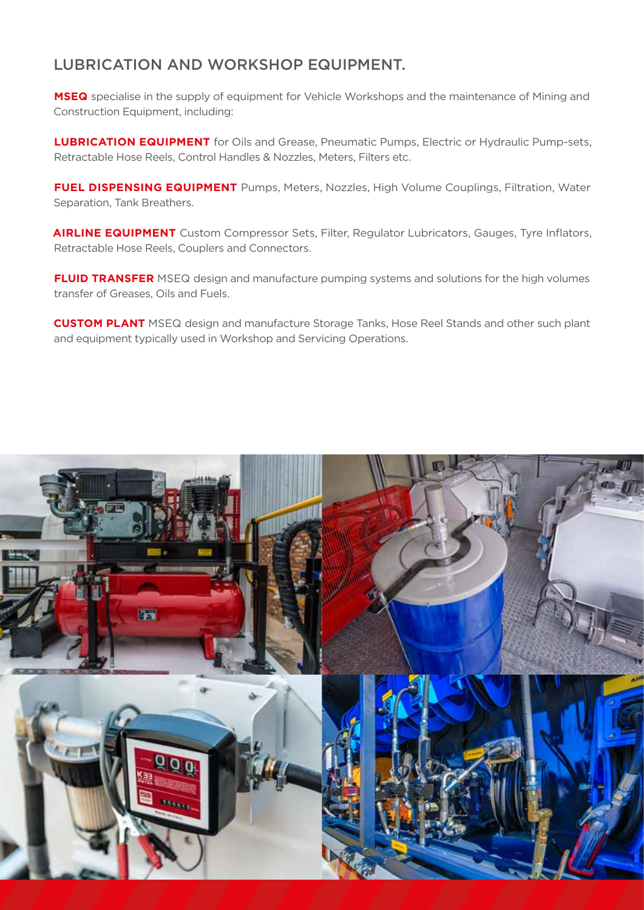## LUBRICATION AND WORKSHOP EQUIPMENT.

**MSEQ** specialise in the supply of equipment for Vehicle Workshops and the maintenance of Mining and Construction Equipment, including:

**LUBRICATION EQUIPMENT** for Oils and Grease, Pneumatic Pumps, Electric or Hydraulic Pump-sets, Retractable Hose Reels, Control Handles & Nozzles, Meters, Filters etc.

**FUEL DISPENSING EQUIPMENT** Pumps, Meters, Nozzles, High Volume Couplings, Filtration, Water Separation, Tank Breathers.

**AIRLINE EQUIPMENT** Custom Compressor Sets, Filter, Regulator Lubricators, Gauges, Tyre Inflators, Retractable Hose Reels, Couplers and Connectors.

**FLUID TRANSFER** MSEQ design and manufacture pumping systems and solutions for the high volumes transfer of Greases, Oils and Fuels.

**CUSTOM PLANT** MSEQ design and manufacture Storage Tanks, Hose Reel Stands and other such plant and equipment typically used in Workshop and Servicing Operations.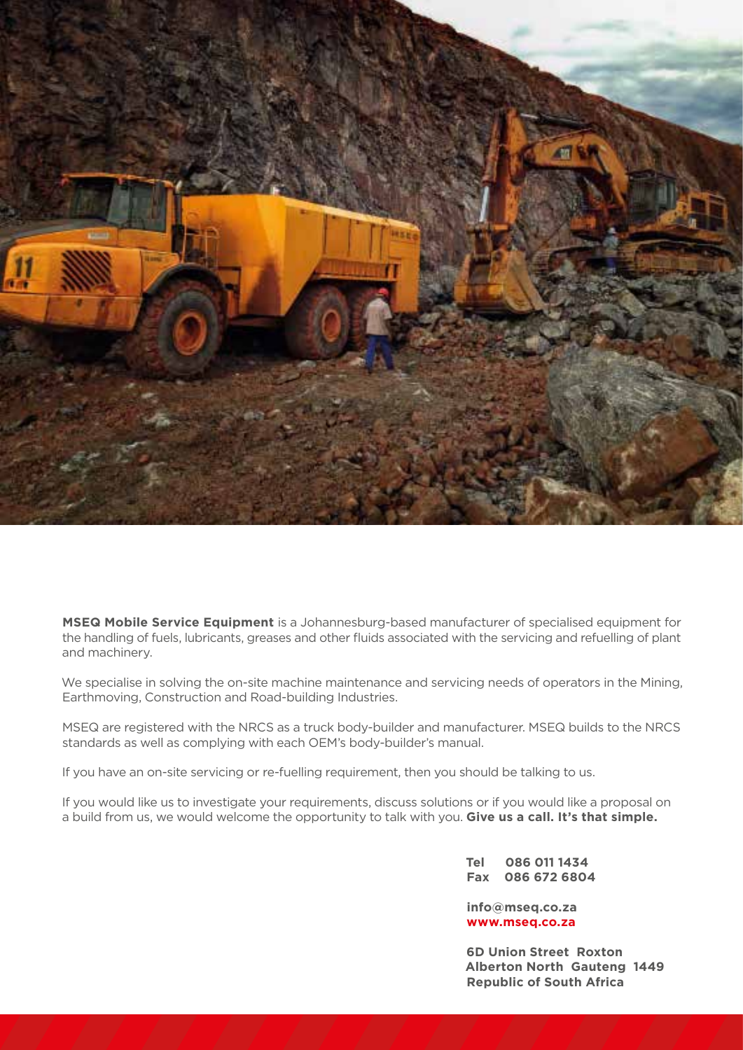**MSEQ Mobile Service Equipment** is a Johannesburg-based manufacturer of specialised equipment for the handling of fuels, lubricants, greases and other fluids associated with the servicing and refuelling of plant and machinery.

We specialise in solving the on-site machine maintenance and servicing needs of operators in the Mining, Earthmoving, Construction and Road-building Industries.

MSEQ are registered with the NRCS as a truck body-builder and manufacturer. MSEQ builds to the NRCS standards as well as complying with each OEM's body-builder's manual.

If you have an on-site servicing or re-fuelling requirement, then you should be talking to us.

If you would like us to investigate your requirements, discuss solutions or if you would like a proposal on a build from us, we would welcome the opportunity to talk with you. **Give us a call. It's that simple.**

**Tel 086 011 1434**
**Fax 086 672 6804**

**info@mseq.co.za**
**www.mseq.co.za**

**6D Union Street Roxton**
**Alberton North Gauteng 1449**
**Republic of South Africa**